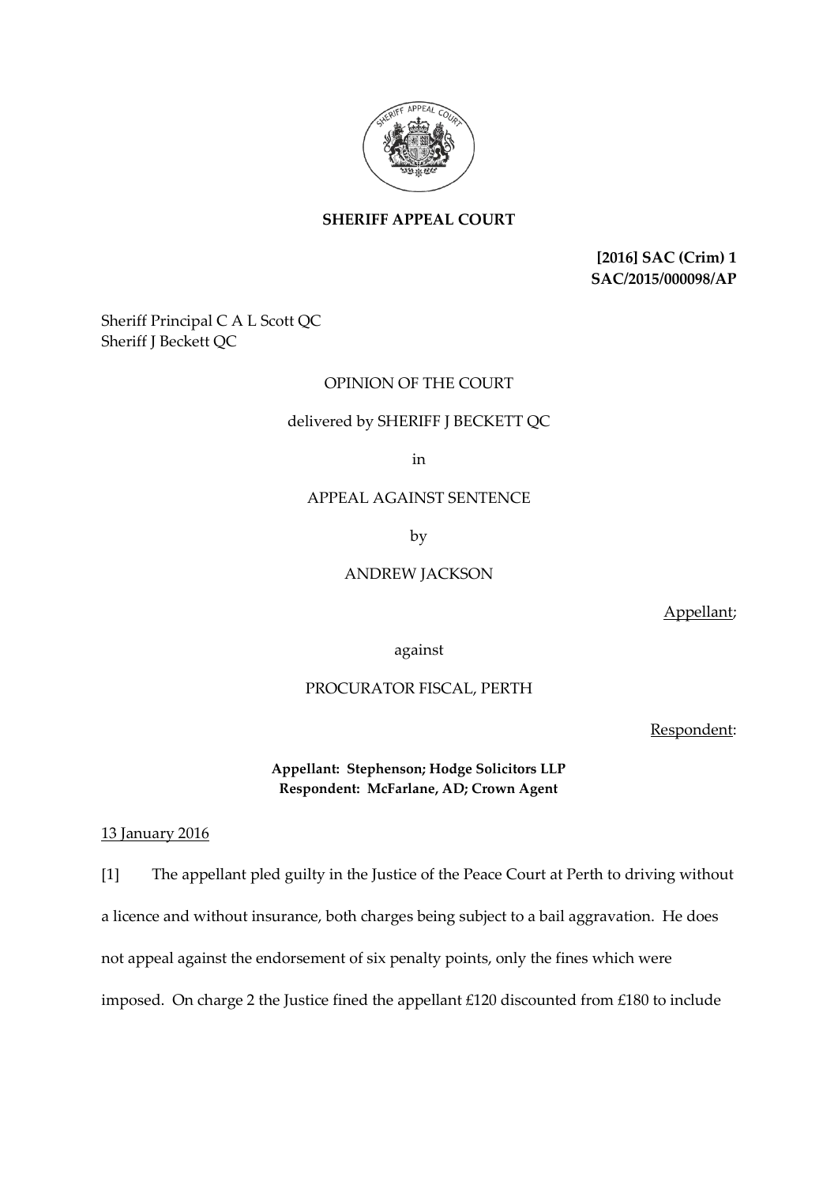**SHERIFF APPEAL COURT**

**[2016] SAC (Crim) 1**
**SAC/2015/000098/AP**

Sheriff Principal C A L Scott QC
Sheriff J Beckett QC

OPINION OF THE COURT

delivered by SHERIFF J BECKETT QC

in

APPEAL AGAINST SENTENCE

by

ANDREW JACKSON

Appellant;

against

PROCURATOR FISCAL, PERTH

Respondent:

**Appellant: Stephenson; Hodge Solicitors LLP**
**Respondent: McFarlane, AD; Crown Agent**

13 January 2016

[1] The appellant pled guilty in the Justice of the Peace Court at Perth to driving without a licence and without insurance, both charges being subject to a bail aggravation. He does not appeal against the endorsement of six penalty points, only the fines which were imposed. On charge 2 the Justice fined the appellant £120 discounted from £180 to include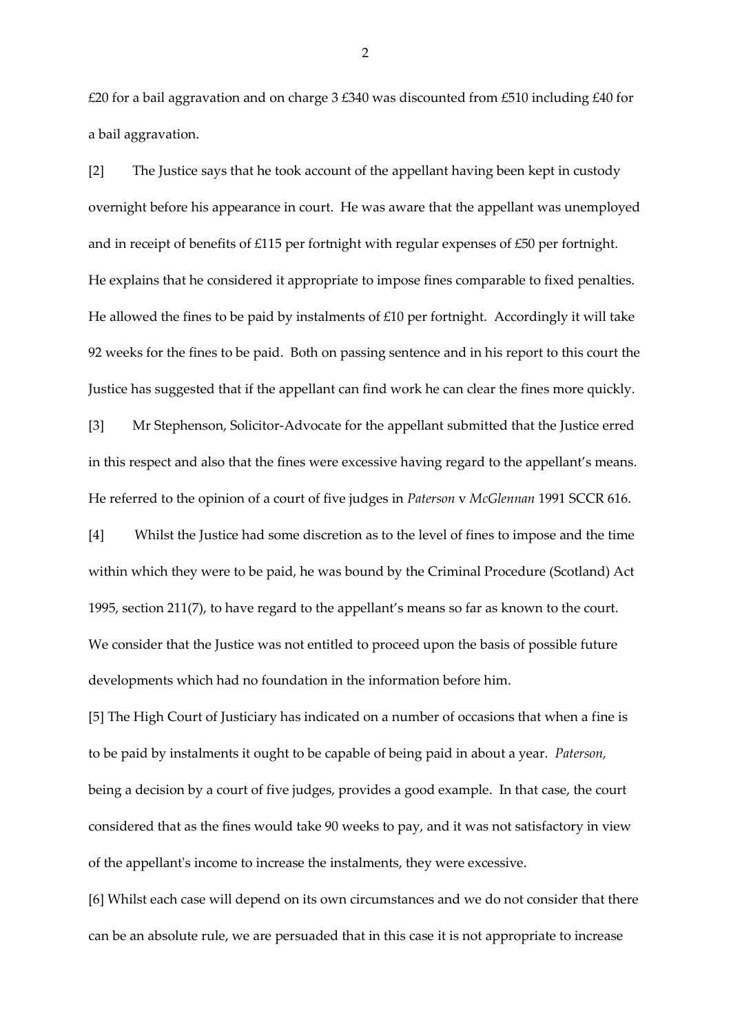£20 for a bail aggravation and on charge 3 £340 was discounted from £510 including £40 for a bail aggravation.

[2] The Justice says that he took account of the appellant having been kept in custody overnight before his appearance in court. He was aware that the appellant was unemployed and in receipt of benefits of £115 per fortnight with regular expenses of £50 per fortnight. He explains that he considered it appropriate to impose fines comparable to fixed penalties. He allowed the fines to be paid by instalments of £10 per fortnight. Accordingly it will take 92 weeks for the fines to be paid. Both on passing sentence and in his report to this court the Justice has suggested that if the appellant can find work he can clear the fines more quickly.

[3] Mr Stephenson, Solicitor-Advocate for the appellant submitted that the Justice erred in this respect and also that the fines were excessive having regard to the appellant's means. He referred to the opinion of a court of five judges in *Paterson* v *McGlennan* 1991 SCCR 616.

[4] Whilst the Justice had some discretion as to the level of fines to impose and the time within which they were to be paid, he was bound by the Criminal Procedure (Scotland) Act 1995, section 211(7), to have regard to the appellant's means so far as known to the court. We consider that the Justice was not entitled to proceed upon the basis of possible future developments which had no foundation in the information before him.

[5] The High Court of Justiciary has indicated on a number of occasions that when a fine is to be paid by instalments it ought to be capable of being paid in about a year. *Paterson,* being a decision by a court of five judges, provides a good example. In that case, the court considered that as the fines would take 90 weeks to pay, and it was not satisfactory in view of the appellant's income to increase the instalments, they were excessive.

[6] Whilst each case will depend on its own circumstances and we do not consider that there can be an absolute rule, we are persuaded that in this case it is not appropriate to increase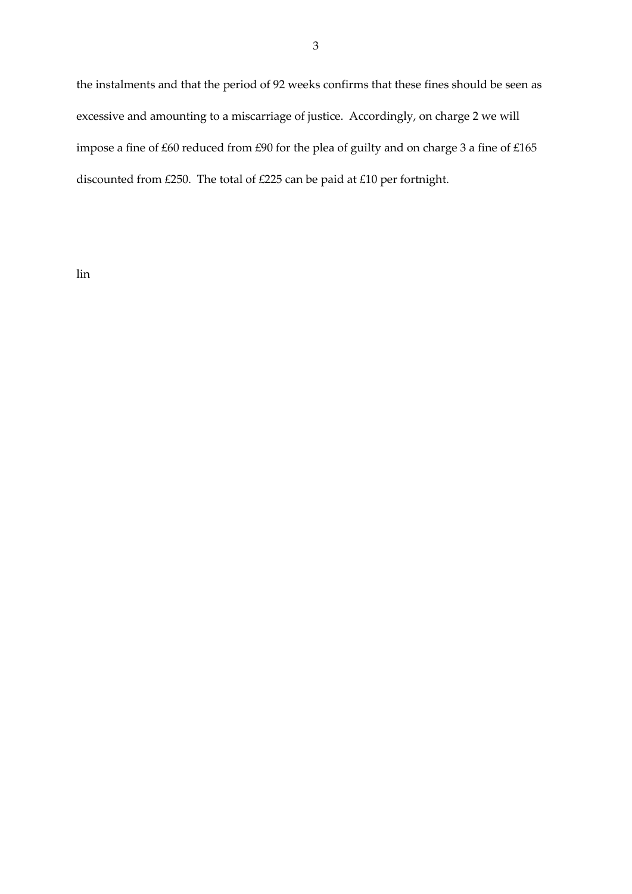the instalments and that the period of 92 weeks confirms that these fines should be seen as excessive and amounting to a miscarriage of justice. Accordingly, on charge 2 we will impose a fine of £60 reduced from £90 for the plea of guilty and on charge 3 a fine of £165 discounted from £250. The total of £225 can be paid at £10 per fortnight.

lin